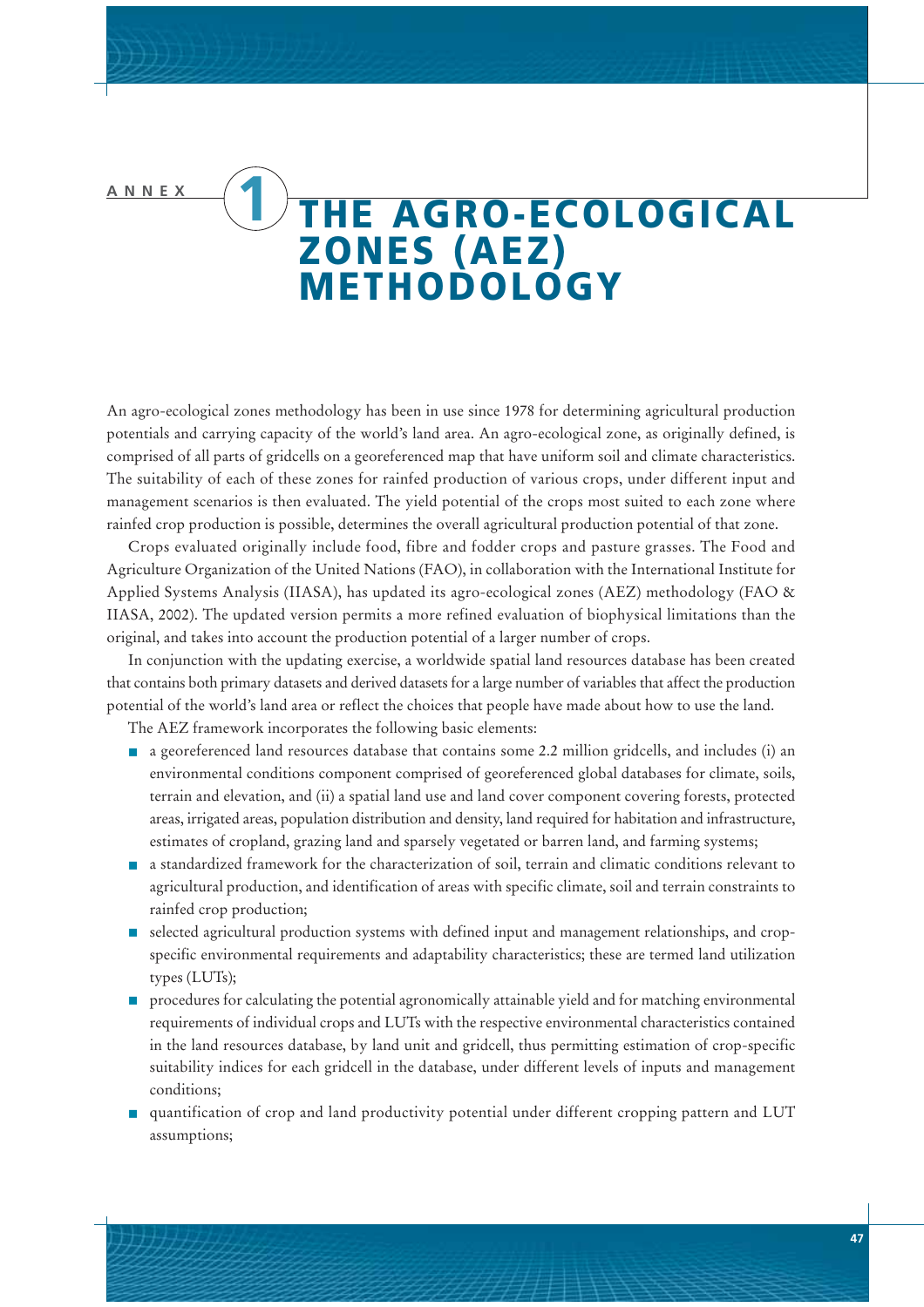ANNEX 1

# THE AGRO-ECOLOGICAL ZONES (AEZ) METHODOLOGY

An agro-ecological zones methodology has been in use since 1978 for determining agricultural production potentials and carrying capacity of the world's land area. An agro-ecological zone, as originally defined, is comprised of all parts of gridcells on a georeferenced map that have uniform soil and climate characteristics. The suitability of each of these zones for rainfed production of various crops, under different input and management scenarios is then evaluated. The yield potential of the crops most suited to each zone where rainfed crop production is possible, determines the overall agricultural production potential of that zone.

Crops evaluated originally include food, fibre and fodder crops and pasture grasses. The Food and Agriculture Organization of the United Nations (FAO), in collaboration with the International Institute for Applied Systems Analysis (IIASA), has updated its agro-ecological zones (AEZ) methodology (FAO & IIASA, 2002). The updated version permits a more refined evaluation of biophysical limitations than the original, and takes into account the production potential of a larger number of crops.

In conjunction with the updating exercise, a worldwide spatial land resources database has been created that contains both primary datasets and derived datasets for a large number of variables that affect the production potential of the world's land area or reflect the choices that people have made about how to use the land.

The AEZ framework incorporates the following basic elements:

- a georeferenced land resources database that contains some 2.2 million gridcells, and includes (i) an environmental conditions component comprised of georeferenced global databases for climate, soils, terrain and elevation, and (ii) a spatial land use and land cover component covering forests, protected areas, irrigated areas, population distribution and density, land required for habitation and infrastructure, estimates of cropland, grazing land and sparsely vegetated or barren land, and farming systems;
- a standardized framework for the characterization of soil, terrain and climatic conditions relevant to agricultural production, and identification of areas with specific climate, soil and terrain constraints to rainfed crop production;
- selected agricultural production systems with defined input and management relationships, and crop-specific environmental requirements and adaptability characteristics; these are termed land utilization types (LUTs);
- procedures for calculating the potential agronomically attainable yield and for matching environmental requirements of individual crops and LUTs with the respective environmental characteristics contained in the land resources database, by land unit and gridcell, thus permitting estimation of crop-specific suitability indices for each gridcell in the database, under different levels of inputs and management conditions;
- quantification of crop and land productivity potential under different cropping pattern and LUT assumptions;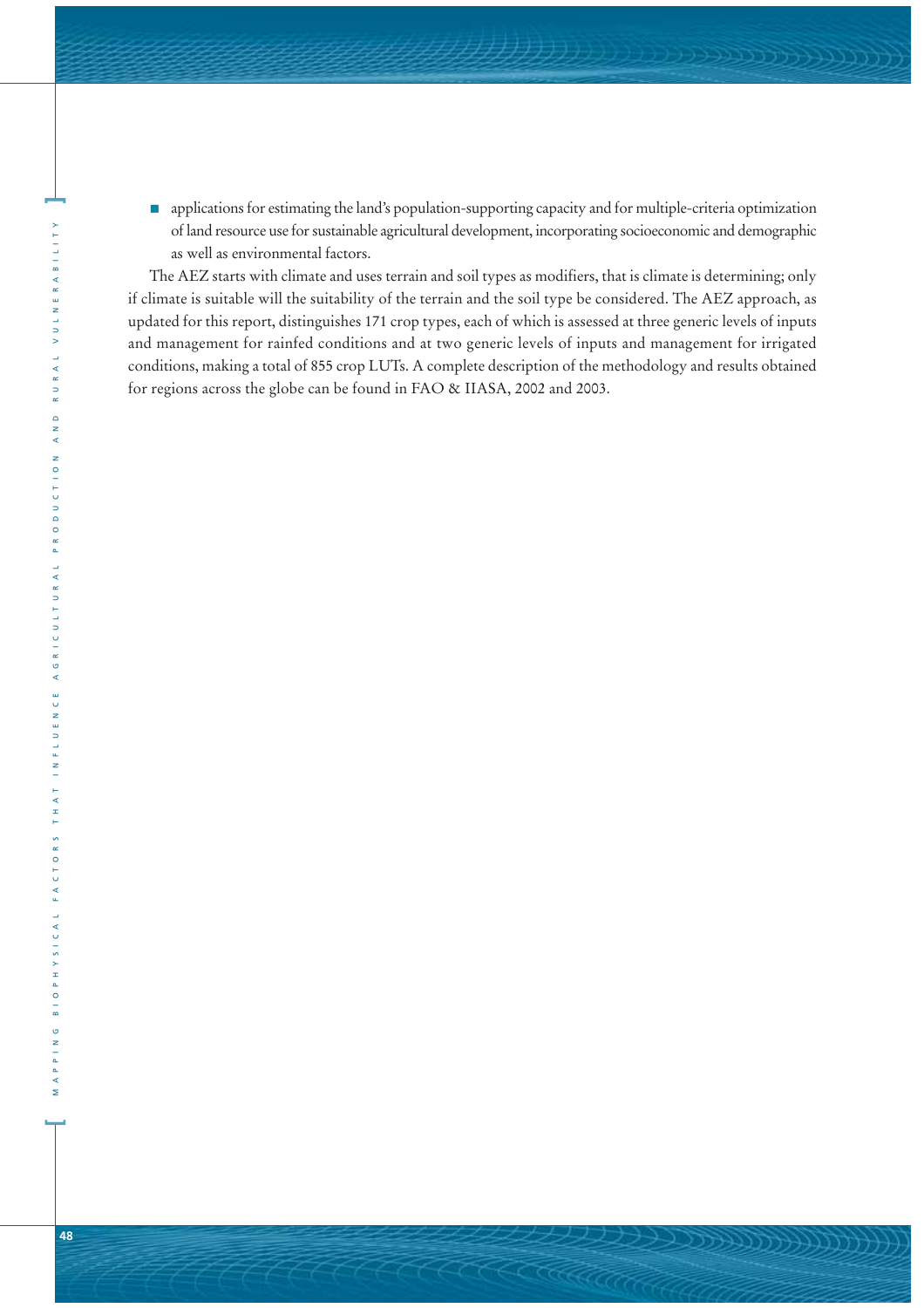- applications for estimating the land's population-supporting capacity and for multiple-criteria optimization of land resource use for sustainable agricultural development, incorporating socioeconomic and demographic as well as environmental factors.

The AEZ starts with climate and uses terrain and soil types as modifiers, that is climate is determining; only if climate is suitable will the suitability of the terrain and the soil type be considered. The AEZ approach, as updated for this report, distinguishes 171 crop types, each of which is assessed at three generic levels of inputs and management for rainfed conditions and at two generic levels of inputs and management for irrigated conditions, making a total of 855 crop LUTs. A complete description of the methodology and results obtained for regions across the globe can be found in FAO & IIASA, 2002 and 2003.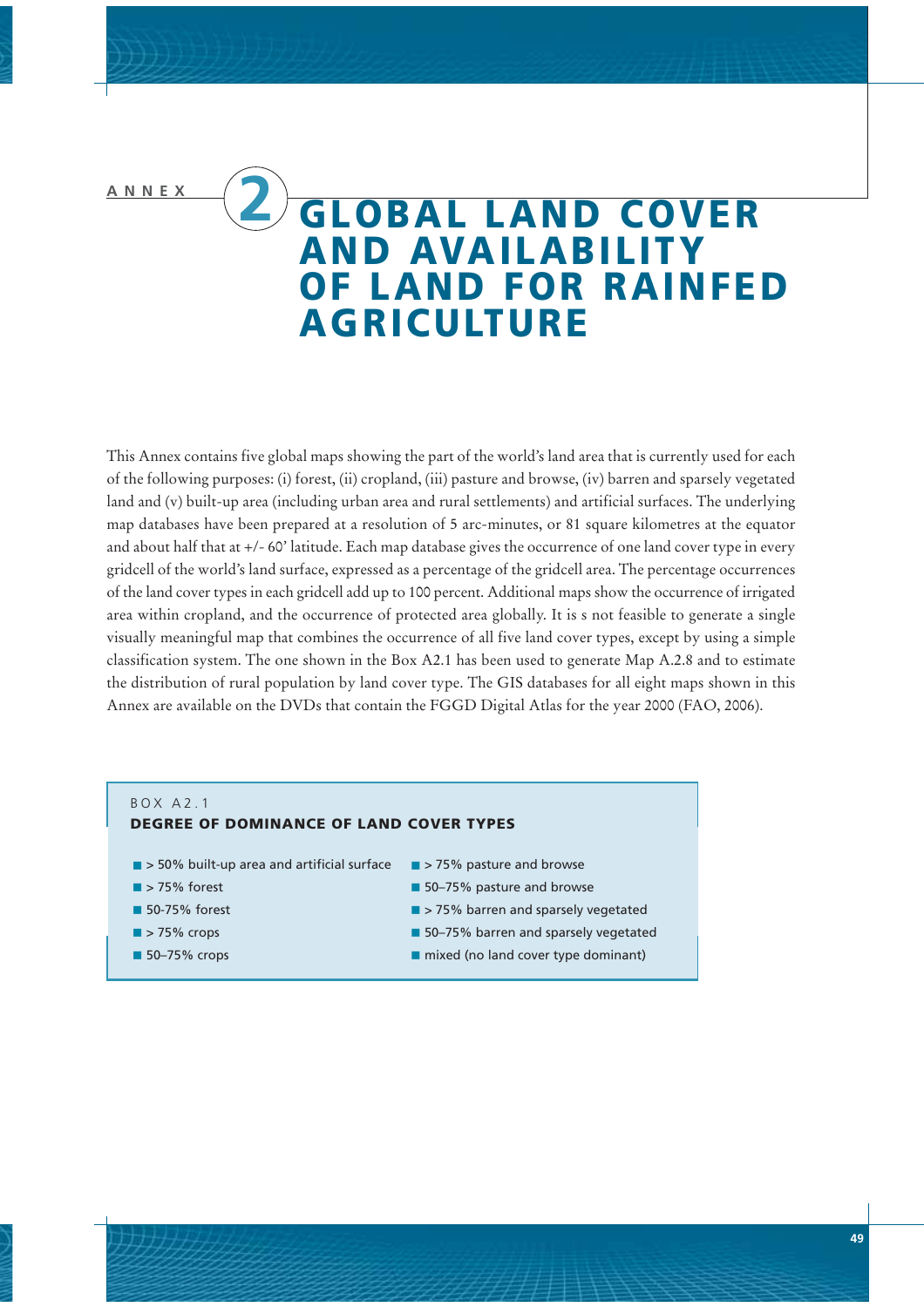# ANNEX 2 GLOBAL LAND COVER AND AVAILABILITY OF LAND FOR RAINFED AGRICULTURE

This Annex contains five global maps showing the part of the world's land area that is currently used for each of the following purposes: (i) forest, (ii) cropland, (iii) pasture and browse, (iv) barren and sparsely vegetated land and (v) built-up area (including urban area and rural settlements) and artificial surfaces. The underlying map databases have been prepared at a resolution of 5 arc-minutes, or 81 square kilometres at the equator and about half that at +/- 60' latitude. Each map database gives the occurrence of one land cover type in every gridcell of the world's land surface, expressed as a percentage of the gridcell area. The percentage occurrences of the land cover types in each gridcell add up to 100 percent. Additional maps show the occurrence of irrigated area within cropland, and the occurrence of protected area globally. It is s not feasible to generate a single visually meaningful map that combines the occurrence of all five land cover types, except by using a simple classification system. The one shown in the Box A2.1 has been used to generate Map A.2.8 and to estimate the distribution of rural population by land cover type. The GIS databases for all eight maps shown in this Annex are available on the DVDs that contain the FGGD Digital Atlas for the year 2000 (FAO, 2006).

BOX A2.1

**DEGREE OF DOMINANCE OF LAND COVER TYPES**

- > 50% built-up area and artificial surface
- > 75% forest
- 50-75% forest
- > 75% crops
- 50–75% crops
- > 75% pasture and browse
- 50–75% pasture and browse
- > 75% barren and sparsely vegetated
- 50–75% barren and sparsely vegetated
- mixed (no land cover type dominant)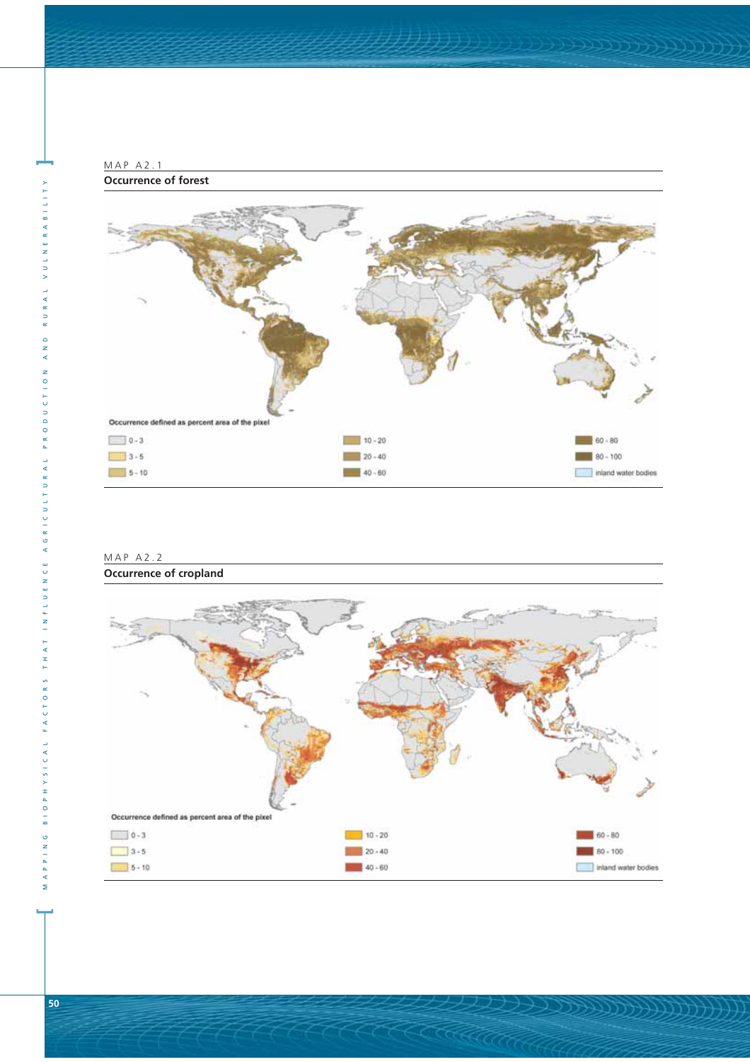MAP A2.1

**Occurrence of forest**

Occurrence defined as percent area of the pixel

| | | |
|---|---|---|
| 0 - 3 | 10 - 20 | 60 - 80 |
| 3 - 5 | 20 - 40 | 80 - 100 |
| 5 - 10 | 40 - 60 | inland water bodies |

MAP A2.2

**Occurrence of cropland**

Occurrence defined as percent area of the pixel

| | | |
|---|---|---|
| 0 - 3 | 10 - 20 | 60 - 80 |
| 3 - 5 | 20 - 40 | 80 - 100 |
| 5 - 10 | 40 - 60 | inland water bodies |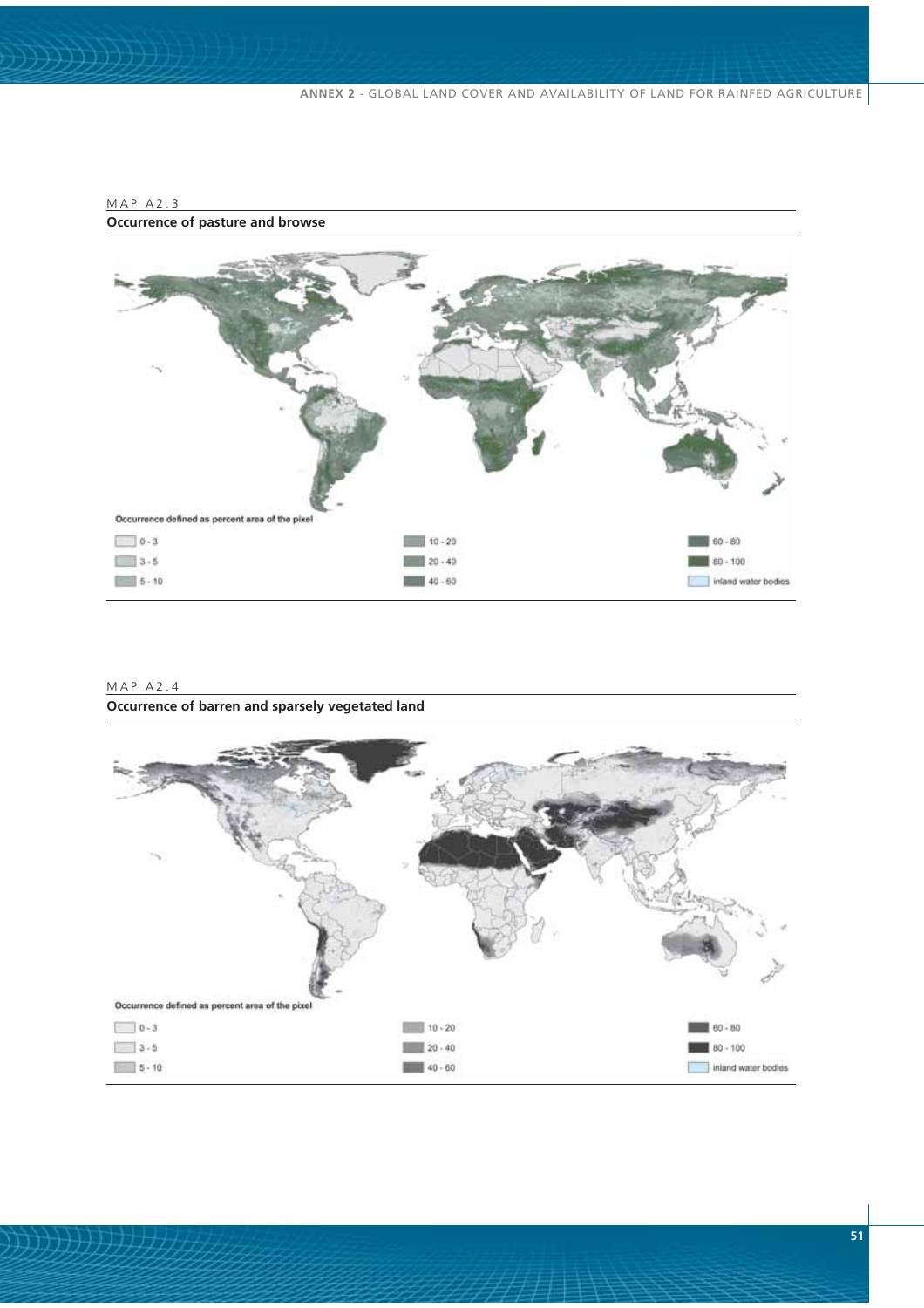MAP A2.3

**Occurrence of pasture and browse**

Occurrence defined as percent area of the pixel

0 - 3
3 - 5
5 - 10
10 - 20
20 - 40
40 - 60
60 - 80
80 - 100
inland water bodies

MAP A2.4

**Occurrence of barren and sparsely vegetated land**

Occurrence defined as percent area of the pixel

0 - 3
3 - 5
5 - 10
10 - 20
20 - 40
40 - 60
60 - 80
80 - 100
inland water bodies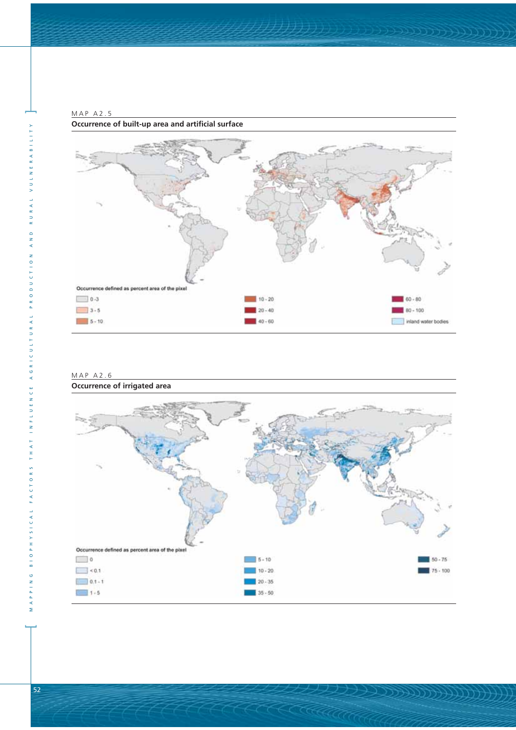MAP A2.5

**Occurrence of built-up area and artificial surface**

Occurrence defined as percent area of the pixel

- 0 - 3
- 3 - 5
- 5 - 10
- 10 - 20
- 20 - 40
- 40 - 60
- 60 - 80
- 80 - 100
- inland water bodies

MAP A2.6

**Occurrence of irrigated area**

Occurrence defined as percent area of the pixel

- 0
- < 0.1
- 0.1 - 1
- 1 - 5
- 5 - 10
- 10 - 20
- 20 - 35
- 35 - 50
- 50 - 75
- 75 - 100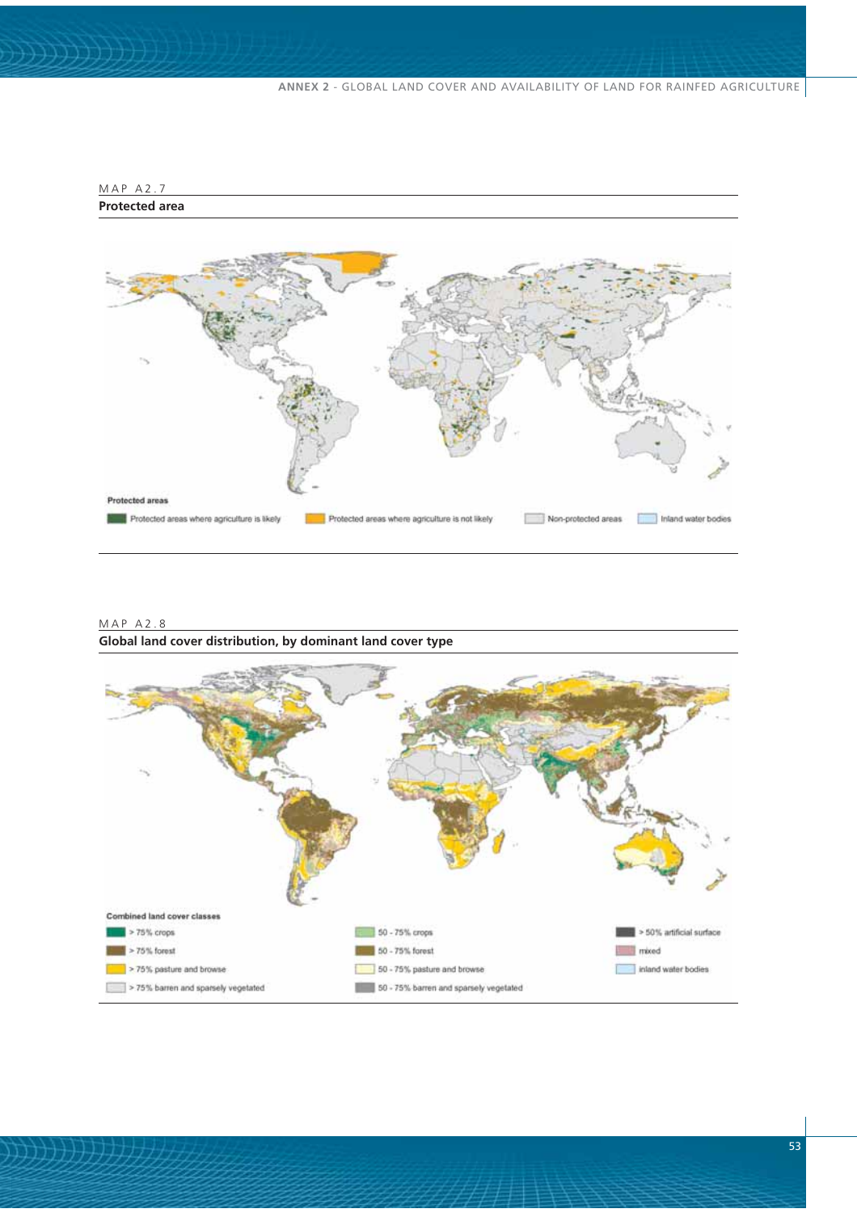MAP A2.7

**Protected area**

Protected areas

- Protected areas where agriculture is likely
- Protected areas where agriculture is not likely
- Non-protected areas
- Inland water bodies

MAP A2.8

**Global land cover distribution, by dominant land cover type**

Combined land cover classes

- > 75% crops
- > 75% forest
- > 75% pasture and browse
- > 75% barren and sparsely vegetated
- 50 - 75% crops
- 50 - 75% forest
- 50 - 75% pasture and browse
- 50 - 75% barren and sparsely vegetated
- > 50% artificial surface
- mixed
- inland water bodies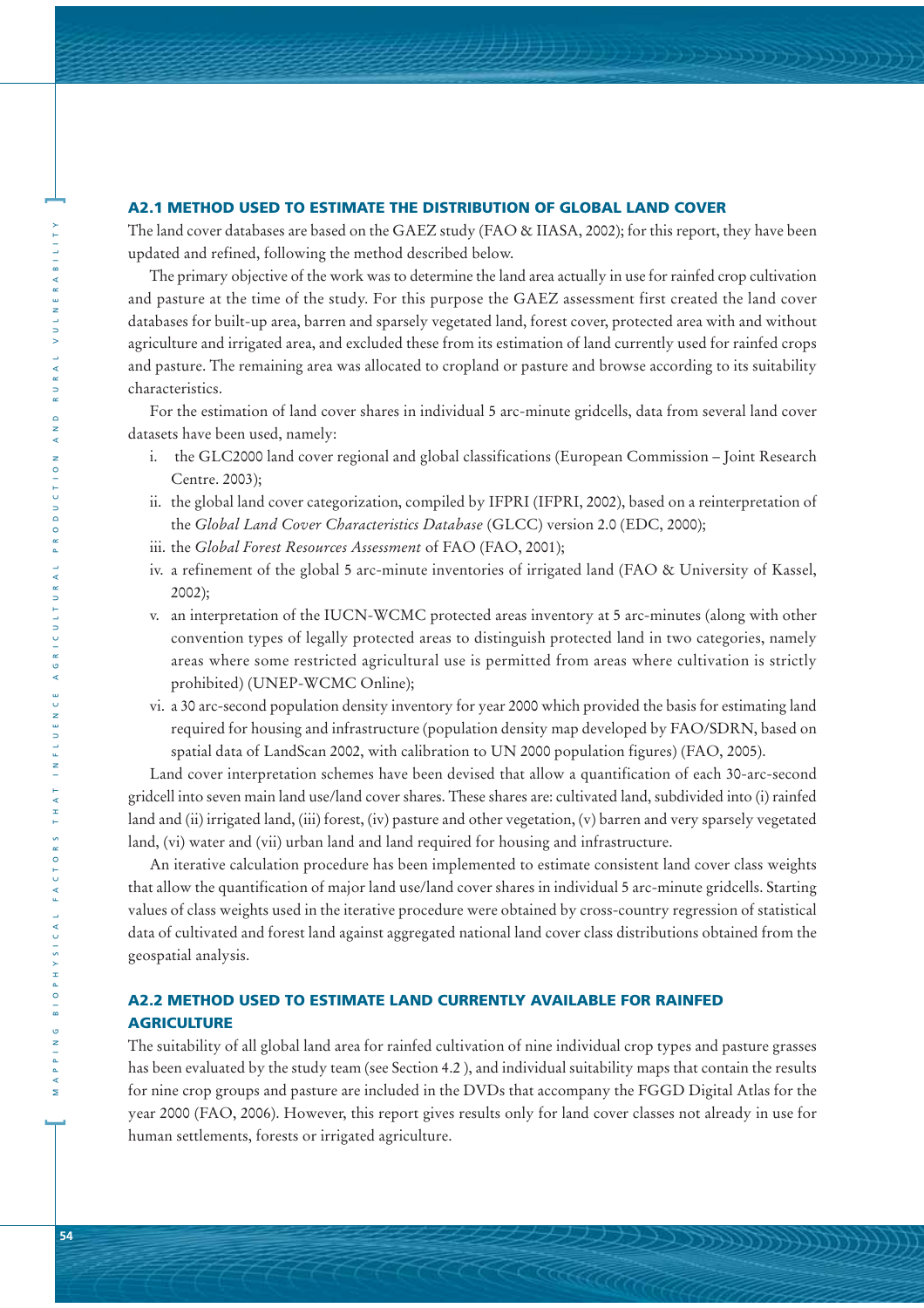## A2.1 METHOD USED TO ESTIMATE THE DISTRIBUTION OF GLOBAL LAND COVER

The land cover databases are based on the GAEZ study (FAO & IIASA, 2002); for this report, they have been updated and refined, following the method described below.

The primary objective of the work was to determine the land area actually in use for rainfed crop cultivation and pasture at the time of the study. For this purpose the GAEZ assessment first created the land cover databases for built-up area, barren and sparsely vegetated land, forest cover, protected area with and without agriculture and irrigated area, and excluded these from its estimation of land currently used for rainfed crops and pasture. The remaining area was allocated to cropland or pasture and browse according to its suitability characteristics.

For the estimation of land cover shares in individual 5 arc-minute gridcells, data from several land cover datasets have been used, namely:

i. the GLC2000 land cover regional and global classifications (European Commission – Joint Research Centre. 2003);
ii. the global land cover categorization, compiled by IFPRI (IFPRI, 2002), based on a reinterpretation of the *Global Land Cover Characteristics Database* (GLCC) version 2.0 (EDC, 2000);
iii. the *Global Forest Resources Assessment* of FAO (FAO, 2001);
iv. a refinement of the global 5 arc-minute inventories of irrigated land (FAO & University of Kassel, 2002);
v. an interpretation of the IUCN-WCMC protected areas inventory at 5 arc-minutes (along with other convention types of legally protected areas to distinguish protected land in two categories, namely areas where some restricted agricultural use is permitted from areas where cultivation is strictly prohibited) (UNEP-WCMC Online);
vi. a 30 arc-second population density inventory for year 2000 which provided the basis for estimating land required for housing and infrastructure (population density map developed by FAO/SDRN, based on spatial data of LandScan 2002, with calibration to UN 2000 population figures) (FAO, 2005).

Land cover interpretation schemes have been devised that allow a quantification of each 30-arc-second gridcell into seven main land use/land cover shares. These shares are: cultivated land, subdivided into (i) rainfed land and (ii) irrigated land, (iii) forest, (iv) pasture and other vegetation, (v) barren and very sparsely vegetated land, (vi) water and (vii) urban land and land required for housing and infrastructure.

An iterative calculation procedure has been implemented to estimate consistent land cover class weights that allow the quantification of major land use/land cover shares in individual 5 arc-minute gridcells. Starting values of class weights used in the iterative procedure were obtained by cross-country regression of statistical data of cultivated and forest land against aggregated national land cover class distributions obtained from the geospatial analysis.

## A2.2 METHOD USED TO ESTIMATE LAND CURRENTLY AVAILABLE FOR RAINFED AGRICULTURE

The suitability of all global land area for rainfed cultivation of nine individual crop types and pasture grasses has been evaluated by the study team (see Section 4.2 ), and individual suitability maps that contain the results for nine crop groups and pasture are included in the DVDs that accompany the FGGD Digital Atlas for the year 2000 (FAO, 2006). However, this report gives results only for land cover classes not already in use for human settlements, forests or irrigated agriculture.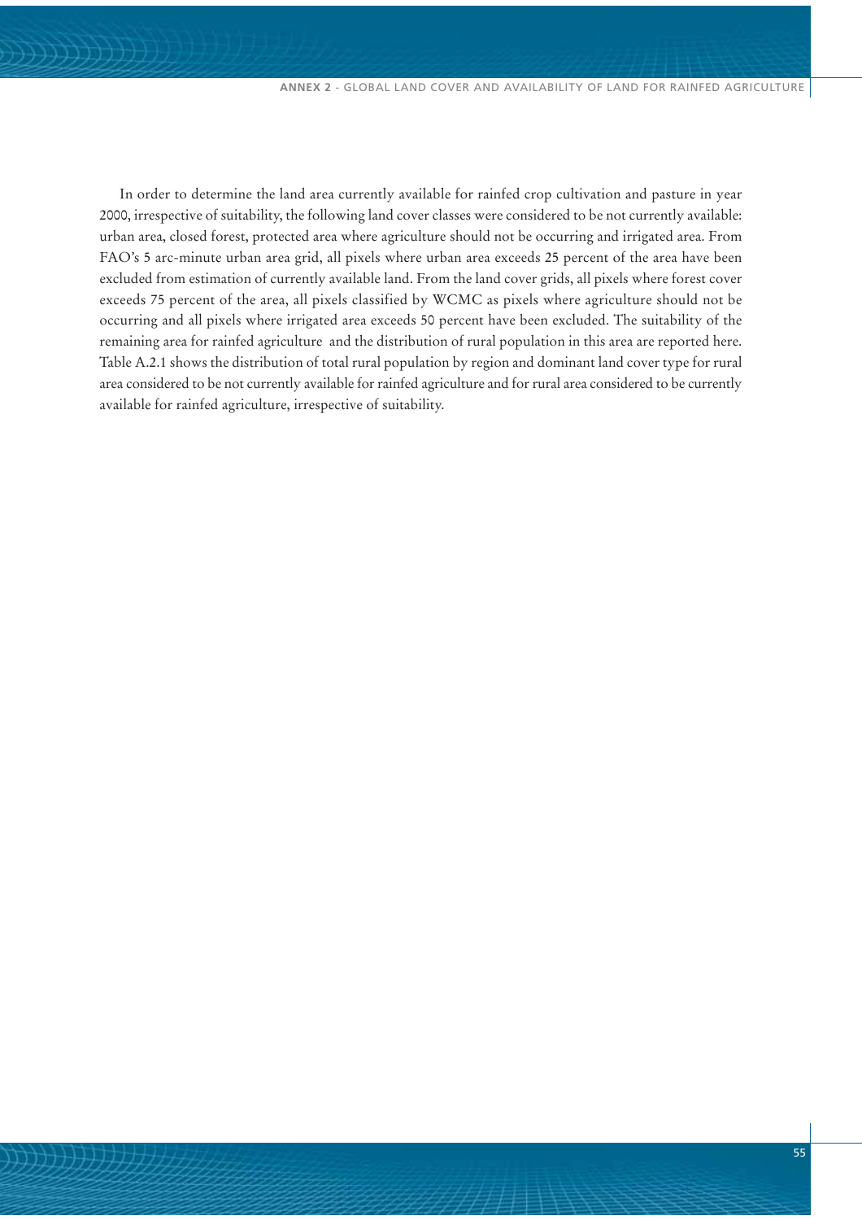In order to determine the land area currently available for rainfed crop cultivation and pasture in year 2000, irrespective of suitability, the following land cover classes were considered to be not currently available: urban area, closed forest, protected area where agriculture should not be occurring and irrigated area. From FAO's 5 arc-minute urban area grid, all pixels where urban area exceeds 25 percent of the area have been excluded from estimation of currently available land. From the land cover grids, all pixels where forest cover exceeds 75 percent of the area, all pixels classified by WCMC as pixels where agriculture should not be occurring and all pixels where irrigated area exceeds 50 percent have been excluded. The suitability of the remaining area for rainfed agriculture and the distribution of rural population in this area are reported here. Table A.2.1 shows the distribution of total rural population by region and dominant land cover type for rural area considered to be not currently available for rainfed agriculture and for rural area considered to be currently available for rainfed agriculture, irrespective of suitability.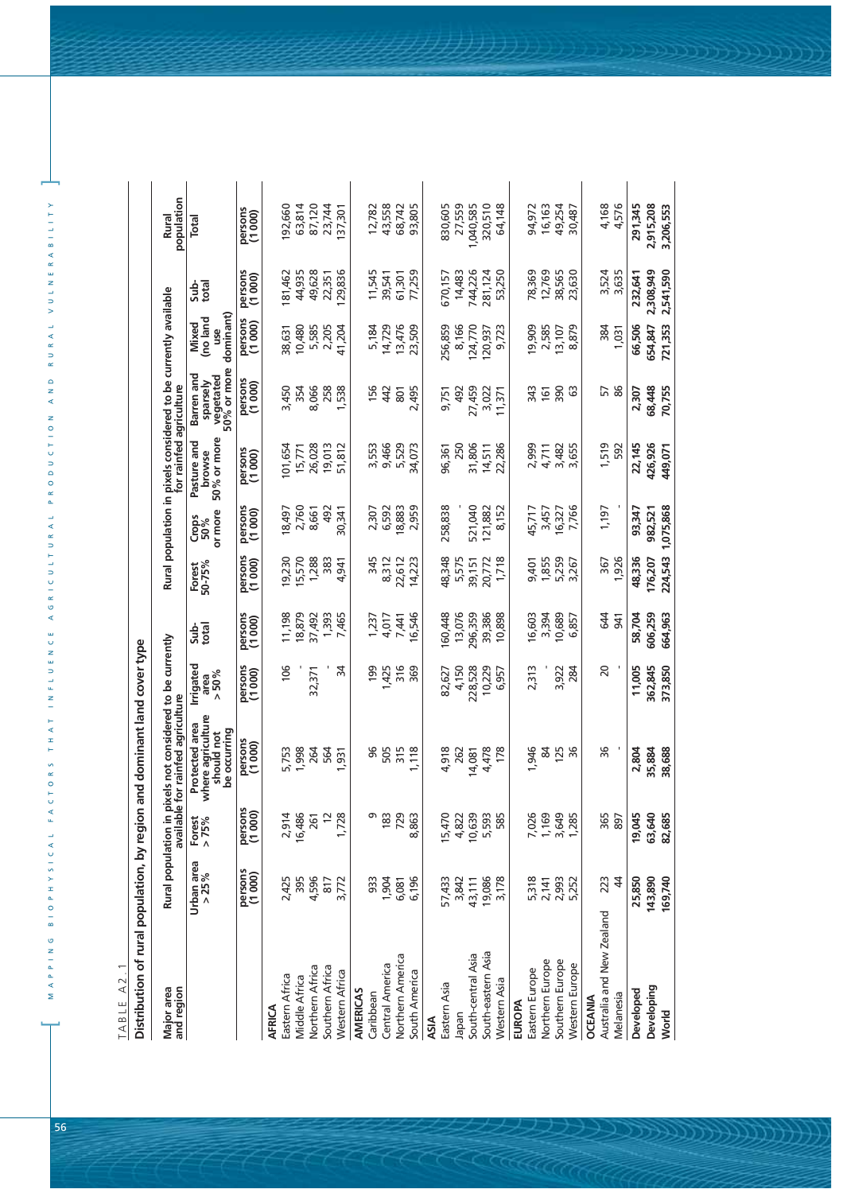TABLE A2.1

## Distribution of rural population, by region and dominant land cover type

| Major area and region | Rural population in pixels not considered to be currently available for rainfed agriculture | | | | | Rural population in pixels considered to be currently available for rainfed agriculture | | | | | | Rural population |
|---|---|---|---|---|---|---|---|---|---|---|---|---|
| | Urban area > 25% | Forest > 75% | Protected area where agriculture should not be occurring | Irrigated area > 50% | Sub-total | Forest 50-75% | Crops 50% or more | Pasture and browse 50% or more | Barren and sparsely vegetated 50% or more | Mixed (no land use dominant) | Sub-total | Total |
| | persons (1 000) | persons (1 000) | persons (1 000) | persons (1 000) | persons (1 000) | persons (1 000) | persons (1 000) | persons (1 000) | persons (1 000) | persons (1 000) | persons (1 000) | persons (1 000) |
| **AFRICA** | | | | | | | | | | | | |
| Eastern Africa | 2,425 | 2,914 | 5,753 | 106 | 11,198 | 19,230 | 18,497 | 101,654 | 3,450 | 38,631 | 181,462 | 192,660 |
| Middle Africa | 395 | 16,486 | 1,998 | - | 18,879 | 15,570 | 2,760 | 15,771 | 354 | 10,480 | 44,935 | 63,814 |
| Northern Africa | 4,596 | 261 | 264 | 32,371 | 37,492 | 1,288 | 8,661 | 26,028 | 8,066 | 5,585 | 49,628 | 87,120 |
| Southern Africa | 817 | 12 | 564 | - | 1,393 | 383 | 492 | 19,013 | 258 | 2,205 | 22,351 | 23,744 |
| Western Africa | 3,772 | 1,728 | 1,931 | 34 | 7,465 | 4,941 | 30,341 | 51,812 | 1,538 | 41,204 | 129,836 | 137,301 |
| **AMERICAS** | | | | | | | | | | | | |
| Caribbean | 933 | 9 | 96 | 199 | 1,237 | 345 | 2,307 | 3,553 | 156 | 5,184 | 11,545 | 12,782 |
| Central America | 1,904 | 183 | 505 | 1,425 | 4,017 | 8,312 | 6,592 | 9,466 | 442 | 14,729 | 39,541 | 43,558 |
| Northern America | 6,081 | 729 | 315 | 316 | 7,441 | 22,612 | 18,883 | 5,529 | 801 | 13,476 | 61,301 | 68,742 |
| South America | 6,196 | 8,863 | 1,118 | 369 | 16,546 | 14,223 | 2,959 | 34,073 | 2,495 | 23,509 | 77,259 | 93,805 |
| **ASIA** | | | | | | | | | | | | |
| Eastern Asia | 57,433 | 15,470 | 4,918 | 82,627 | 160,448 | 48,348 | 258,838 | 96,361 | 9,751 | 256,859 | 670,157 | 830,605 |
| Japan | 3,842 | 4,822 | 262 | 4,150 | 13,076 | 5,575 | - | 250 | 492 | 8,166 | 14,483 | 27,559 |
| South-central Asia | 43,111 | 10,639 | 14,081 | 228,528 | 296,359 | 39,151 | 521,040 | 31,806 | 27,459 | 124,770 | 744,226 | 1,040,585 |
| South-eastern Asia | 19,086 | 5,593 | 4,478 | 10,229 | 39,386 | 20,772 | 121,882 | 14,511 | 3,022 | 120,937 | 281,124 | 320,510 |
| Western Asia | 3,178 | 585 | 178 | 6,957 | 10,898 | 1,718 | 8,152 | 22,286 | 11,371 | 9,723 | 53,250 | 64,148 |
| **EUROPA** | | | | | | | | | | | | |
| Eastern Europe | 5,318 | 7,026 | 1,946 | 2,313 | 16,603 | 9,401 | 45,717 | 2,999 | 343 | 19,909 | 78,369 | 94,972 |
| Northern Europe | 2,141 | 1,169 | 84 | - | 3,394 | 1,855 | 3,457 | 4,711 | 161 | 2,585 | 12,769 | 16,163 |
| Southern Europe | 2,993 | 3,649 | 125 | 3,922 | 10,689 | 5,259 | 16,327 | 3,482 | 390 | 13,107 | 38,565 | 49,254 |
| Western Europe | 5,252 | 1,285 | 36 | 284 | 6,857 | 3,267 | 7,766 | 3,655 | 63 | 8,879 | 23,630 | 30,487 |
| **OCEANIA** | | | | | | | | | | | | |
| Australia and New Zealand | 223 | 365 | 36 | 20 | 644 | 367 | 1,197 | 1,519 | 57 | 384 | 3,524 | 4,168 |
| Melanesia | 44 | 897 | - | - | 941 | 1,926 | - | 592 | 86 | 1,031 | 3,635 | 4,576 |
| **Developed** | **25,850** | **19,045** | **2,804** | **11,005** | **58,704** | **48,336** | **93,347** | **22,145** | **2,307** | **66,506** | **232,641** | **291,345** |
| **Developing** | **143,890** | **63,640** | **35,884** | **362,845** | **606,259** | **176,207** | **982,521** | **426,926** | **68,448** | **654,847** | **2,308,949** | **2,915,208** |
| **World** | **169,740** | **82,685** | **38,688** | **373,850** | **664,963** | **224,543** | **1,075,868** | **449,071** | **70,755** | **721,353** | **2,541,590** | **3,206,553** |